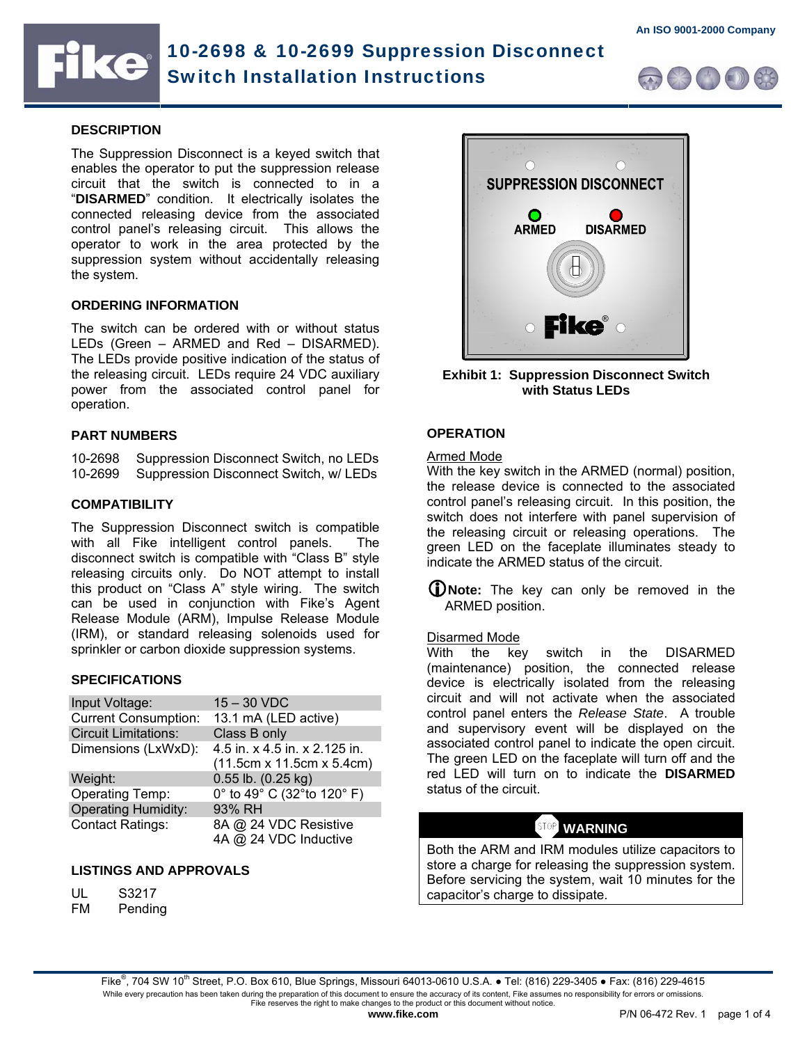# 10-2698 & 10-2699 Suppression Disconnect Switch Installation Instructions

An ISO 9001-2000 Company

## DESCRIPTION

The Suppression Disconnect is a keyed switch that enables the operator to put the suppression release circuit that the switch is connected to in a "**DISARMED**" condition. It electrically isolates the connected releasing device from the associated control panel's releasing circuit. This allows the operator to work in the area protected by the suppression system without accidentally releasing the system.

## ORDERING INFORMATION

The switch can be ordered with or without status LEDs (Green – ARMED and Red – DISARMED). The LEDs provide positive indication of the status of the releasing circuit. LEDs require 24 VDC auxiliary power from the associated control panel for operation.

## PART NUMBERS

| | |
|---|---|
| 10-2698 | Suppression Disconnect Switch, no LEDs |
| 10-2699 | Suppression Disconnect Switch, w/ LEDs |

## COMPATIBILITY

The Suppression Disconnect switch is compatible with all Fike intelligent control panels. The disconnect switch is compatible with "Class B" style releasing circuits only. Do NOT attempt to install this product on "Class A" style wiring. The switch can be used in conjunction with Fike's Agent Release Module (ARM), Impulse Release Module (IRM), or standard releasing solenoids used for sprinkler or carbon dioxide suppression systems.

## SPECIFICATIONS

| | |
|---|---|
| Input Voltage: | 15 – 30 VDC |
| Current Consumption: | 13.1 mA (LED active) |
| Circuit Limitations: | Class B only |
| Dimensions (LxWxD): | 4.5 in. x 4.5 in. x 2.125 in. (11.5cm x 11.5cm x 5.4cm) |
| Weight: | 0.55 lb. (0.25 kg) |
| Operating Temp: | 0° to 49° C (32°to 120° F) |
| Operating Humidity: | 93% RH |
| Contact Ratings: | 8A @ 24 VDC Resistive<br>4A @ 24 VDC Inductive |

## LISTINGS AND APPROVALS

| | |
|---|---|
| UL | S3217 |
| FM | Pending |

**Exhibit 1: Suppression Disconnect Switch with Status LEDs**

## OPERATION

Armed Mode

With the key switch in the ARMED (normal) position, the release device is connected to the associated control panel's releasing circuit. In this position, the switch does not interfere with panel supervision of the releasing circuit or releasing operations. The green LED on the faceplate illuminates steady to indicate the ARMED status of the circuit.

**Note:** The key can only be removed in the ARMED position.

Disarmed Mode

With the key switch in the DISARMED (maintenance) position, the connected release device is electrically isolated from the releasing circuit and will not activate when the associated control panel enters the *Release State*. A trouble and supervisory event will be displayed on the associated control panel to indicate the open circuit. The green LED on the faceplate will turn off and the red LED will turn on to indicate the **DISARMED** status of the circuit.

**WARNING**

Both the ARM and IRM modules utilize capacitors to store a charge for releasing the suppression system. Before servicing the system, wait 10 minutes for the capacitor's charge to dissipate.

Fike®, 704 SW 10th Street, P.O. Box 610, Blue Springs, Missouri 64013-0610 U.S.A. ● Tel: (816) 229-3405 ● Fax: (816) 229-4615

While every precaution has been taken during the preparation of this document to ensure the accuracy of its content, Fike assumes no responsibility for errors or omissions. Fike reserves the right to make changes to the product or this document without notice.

www.fike.com

P/N 06-472 Rev. 1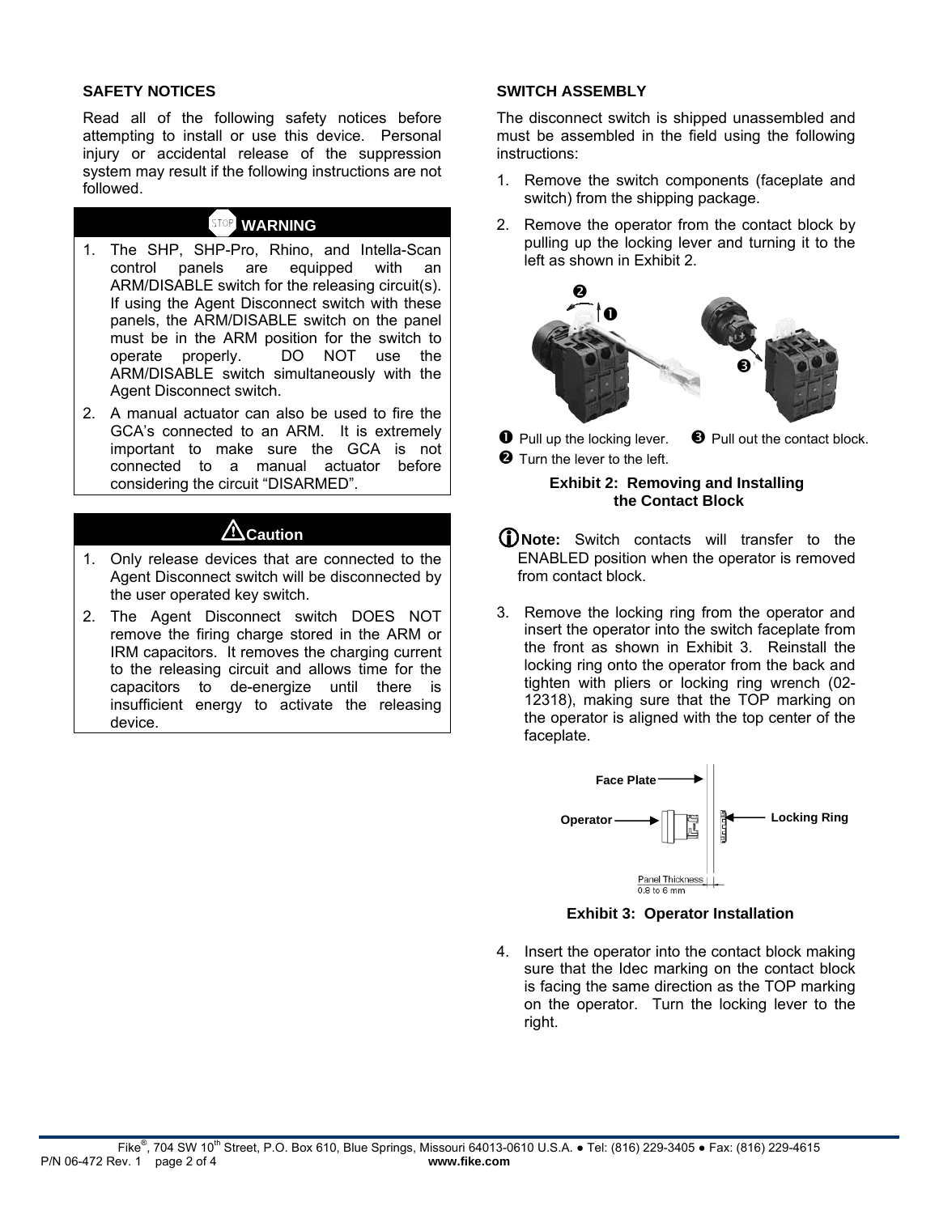## SAFETY NOTICES

Read all of the following safety notices before attempting to install or use this device. Personal injury or accidental release of the suppression system may result if the following instructions are not followed.

**WARNING**

1. The SHP, SHP-Pro, Rhino, and Intella-Scan control panels are equipped with an ARM/DISABLE switch for the releasing circuit(s). If using the Agent Disconnect switch with these panels, the ARM/DISABLE switch on the panel must be in the ARM position for the switch to operate properly. DO NOT use the ARM/DISABLE switch simultaneously with the Agent Disconnect switch.
2. A manual actuator can also be used to fire the GCA's connected to an ARM. It is extremely important to make sure the GCA is not connected to a manual actuator before considering the circuit "DISARMED".

**Caution**

1. Only release devices that are connected to the Agent Disconnect switch will be disconnected by the user operated key switch.
2. The Agent Disconnect switch DOES NOT remove the firing charge stored in the ARM or IRM capacitors. It removes the charging current to the releasing circuit and allows time for the capacitors to de-energize until there is insufficient energy to activate the releasing device.

## SWITCH ASSEMBLY

The disconnect switch is shipped unassembled and must be assembled in the field using the following instructions:

1. Remove the switch components (faceplate and switch) from the shipping package.
2. Remove the operator from the contact block by pulling up the locking lever and turning it to the left as shown in Exhibit 2.

❶ Pull up the locking lever.
❷ Turn the lever to the left.
❸ Pull out the contact block.

**Exhibit 2: Removing and Installing the Contact Block**

**Note:** Switch contacts will transfer to the ENABLED position when the operator is removed from contact block.

3. Remove the locking ring from the operator and insert the operator into the switch faceplate from the front as shown in Exhibit 3. Reinstall the locking ring onto the operator from the back and tighten with pliers or locking ring wrench (02-12318), making sure that the TOP marking on the operator is aligned with the top center of the faceplate.

Face Plate
Operator
Locking Ring
Panel Thickness 0.8 to 6 mm

**Exhibit 3: Operator Installation**

4. Insert the operator into the contact block making sure that the Idec marking on the contact block is facing the same direction as the TOP marking on the operator. Turn the locking lever to the right.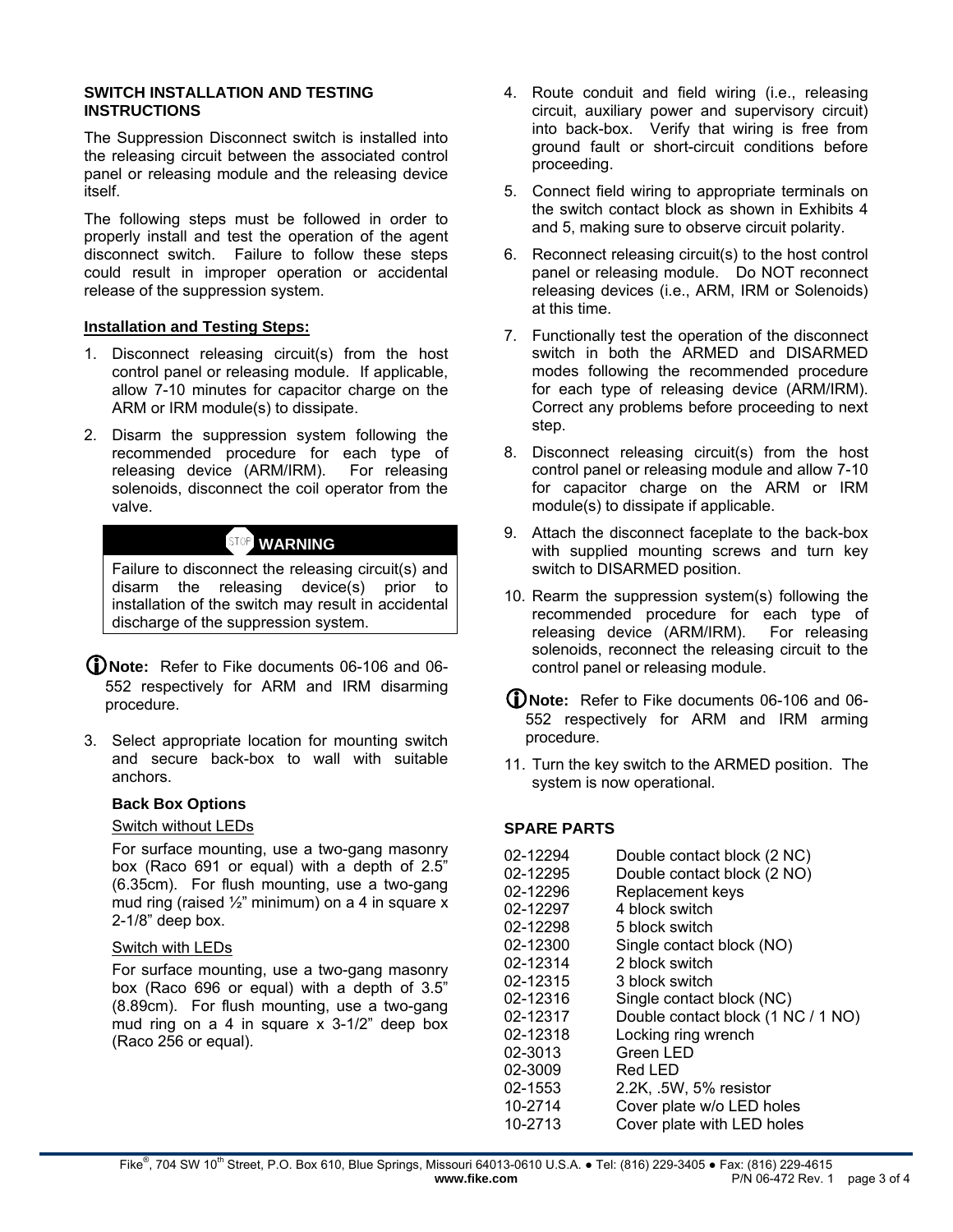## SWITCH INSTALLATION AND TESTING INSTRUCTIONS

The Suppression Disconnect switch is installed into the releasing circuit between the associated control panel or releasing module and the releasing device itself.

The following steps must be followed in order to properly install and test the operation of the agent disconnect switch. Failure to follow these steps could result in improper operation or accidental release of the suppression system.

**Installation and Testing Steps:**

1. Disconnect releasing circuit(s) from the host control panel or releasing module. If applicable, allow 7-10 minutes for capacitor charge on the ARM or IRM module(s) to dissipate.
2. Disarm the suppression system following the recommended procedure for each type of releasing device (ARM/IRM). For releasing solenoids, disconnect the coil operator from the valve.

> **WARNING**
>
> Failure to disconnect the releasing circuit(s) and disarm the releasing device(s) prior to installation of the switch may result in accidental discharge of the suppression system.

**Note:** Refer to Fike documents 06-106 and 06-552 respectively for ARM and IRM disarming procedure.

3. Select appropriate location for mounting switch and secure back-box to wall with suitable anchors.

   **Back Box Options**

   Switch without LEDs

   For surface mounting, use a two-gang masonry box (Raco 691 or equal) with a depth of 2.5" (6.35cm). For flush mounting, use a two-gang mud ring (raised ½" minimum) on a 4 in square x 2-1/8" deep box.

   Switch with LEDs

   For surface mounting, use a two-gang masonry box (Raco 696 or equal) with a depth of 3.5" (8.89cm). For flush mounting, use a two-gang mud ring on a 4 in square x 3-1/2" deep box (Raco 256 or equal).

4. Route conduit and field wiring (i.e., releasing circuit, auxiliary power and supervisory circuit) into back-box. Verify that wiring is free from ground fault or short-circuit conditions before proceeding.
5. Connect field wiring to appropriate terminals on the switch contact block as shown in Exhibits 4 and 5, making sure to observe circuit polarity.
6. Reconnect releasing circuit(s) to the host control panel or releasing module. Do NOT reconnect releasing devices (i.e., ARM, IRM or Solenoids) at this time.
7. Functionally test the operation of the disconnect switch in both the ARMED and DISARMED modes following the recommended procedure for each type of releasing device (ARM/IRM). Correct any problems before proceeding to next step.
8. Disconnect releasing circuit(s) from the host control panel or releasing module and allow 7-10 for capacitor charge on the ARM or IRM module(s) to dissipate if applicable.
9. Attach the disconnect faceplate to the back-box with supplied mounting screws and turn key switch to DISARMED position.
10. Rearm the suppression system(s) following the recommended procedure for each type of releasing device (ARM/IRM). For releasing solenoids, reconnect the releasing circuit to the control panel or releasing module.

**Note:** Refer to Fike documents 06-106 and 06-552 respectively for ARM and IRM arming procedure.

11. Turn the key switch to the ARMED position. The system is now operational.

## SPARE PARTS

| | |
|---|---|
| 02-12294 | Double contact block (2 NC) |
| 02-12295 | Double contact block (2 NO) |
| 02-12296 | Replacement keys |
| 02-12297 | 4 block switch |
| 02-12298 | 5 block switch |
| 02-12300 | Single contact block (NO) |
| 02-12314 | 2 block switch |
| 02-12315 | 3 block switch |
| 02-12316 | Single contact block (NC) |
| 02-12317 | Double contact block (1 NC / 1 NO) |
| 02-12318 | Locking ring wrench |
| 02-3013 | Green LED |
| 02-3009 | Red LED |
| 02-1553 | 2.2K, .5W, 5% resistor |
| 10-2714 | Cover plate w/o LED holes |
| 10-2713 | Cover plate with LED holes |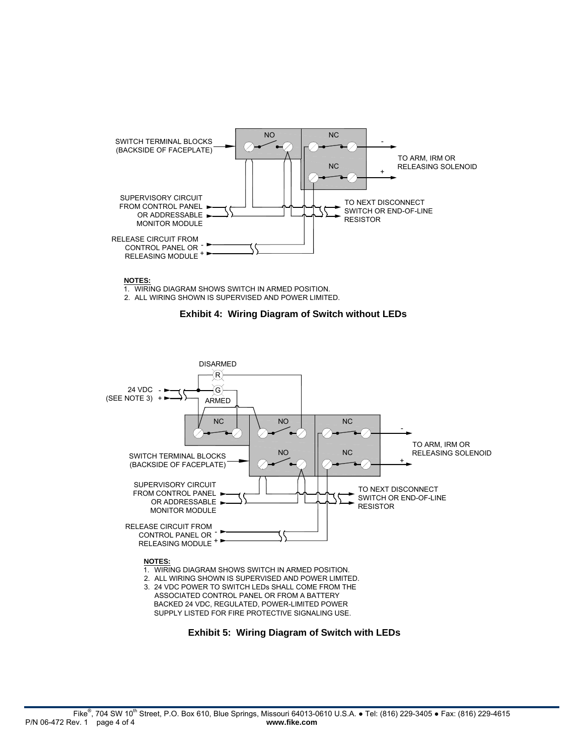SWITCH TERMINAL BLOCKS
(BACKSIDE OF FACEPLATE)

NO

NC

NC

-

+

TO ARM, IRM OR
RELEASING SOLENOID

SUPERVISORY CIRCUIT
FROM CONTROL PANEL
OR ADDRESSABLE
MONITOR MODULE

TO NEXT DISCONNECT
SWITCH OR END-OF-LINE
RESISTOR

RELEASE CIRCUIT FROM
CONTROL PANEL OR -
RELEASING MODULE +

**NOTES:**

1. WIRING DIAGRAM SHOWS SWITCH IN ARMED POSITION.
2. ALL WIRING SHOWN IS SUPERVISED AND POWER LIMITED.

**Exhibit 4: Wiring Diagram of Switch without LEDs**

DISARMED

R

G

ARMED

24 VDC -
(SEE NOTE 3) +

NC

NO

NC

NO

NC

-

+

TO ARM, IRM OR
RELEASING SOLENOID

SWITCH TERMINAL BLOCKS
(BACKSIDE OF FACEPLATE)

SUPERVISORY CIRCUIT
FROM CONTROL PANEL
OR ADDRESSABLE
MONITOR MODULE

TO NEXT DISCONNECT
SWITCH OR END-OF-LINE
RESISTOR

RELEASE CIRCUIT FROM
CONTROL PANEL OR -
RELEASING MODULE +

**NOTES:**

1. WIRING DIAGRAM SHOWS SWITCH IN ARMED POSITION.
2. ALL WIRING SHOWN IS SUPERVISED AND POWER LIMITED.
3. 24 VDC POWER TO SWITCH LEDs SHALL COME FROM THE ASSOCIATED CONTROL PANEL OR FROM A BATTERY BACKED 24 VDC, REGULATED, POWER-LIMITED POWER SUPPLY LISTED FOR FIRE PROTECTIVE SIGNALING USE.

**Exhibit 5: Wiring Diagram of Switch with LEDs**

Fike®, 704 SW 10th Street, P.O. Box 610, Blue Springs, Missouri 64013-0610 U.S.A. ● Tel: (816) 229-3405 ● Fax: (816) 229-4615
P/N 06-472 Rev. 1
**www.fike.com**